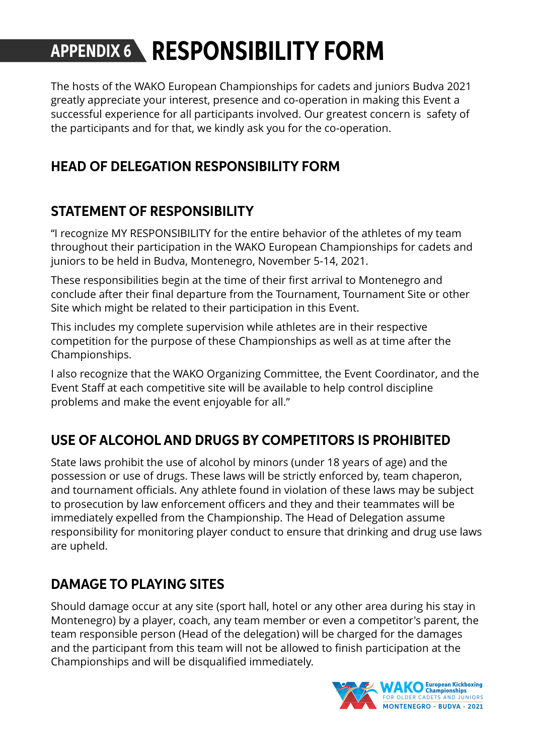# APPENDIX 6 RESPONSIBILITY FORM

The hosts of the WAKO European Championships for cadets and juniors Budva 2021 greatly appreciate your interest, presence and co-operation in making this Event a successful experience for all participants involved. Our greatest concern is safety of the participants and for that, we kindly ask you for the co-operation.

## HEAD OF DELEGATION RESPONSIBILITY FORM

## STATEMENT OF RESPONSIBILITY

"I recognize MY RESPONSIBILITY for the entire behavior of the athletes of my team throughout their participation in the WAKO European Championships for cadets and juniors to be held in Budva, Montenegro, November 5-14, 2021.

These responsibilities begin at the time of their first arrival to Montenegro and conclude after their final departure from the Tournament, Tournament Site or other Site which might be related to their participation in this Event.

This includes my complete supervision while athletes are in their respective competition for the purpose of these Championships as well as at time after the Championships.

I also recognize that the WAKO Organizing Committee, the Event Coordinator, and the Event Staff at each competitive site will be available to help control discipline problems and make the event enjoyable for all."

## USE OF ALCOHOL AND DRUGS BY COMPETITORS IS PROHIBITED

State laws prohibit the use of alcohol by minors (under 18 years of age) and the possession or use of drugs. These laws will be strictly enforced by, team chaperon, and tournament officials. Any athlete found in violation of these laws may be subject to prosecution by law enforcement officers and they and their teammates will be immediately expelled from the Championship. The Head of Delegation assume responsibility for monitoring player conduct to ensure that drinking and drug use laws are upheld.

## DAMAGE TO PLAYING SITES

Should damage occur at any site (sport hall, hotel or any other area during his stay in Montenegro) by a player, coach, any team member or even a competitor's parent, the team responsible person (Head of the delegation) will be charged for the damages and the participant from this team will not be allowed to finish participation at the Championships and will be disqualified immediately.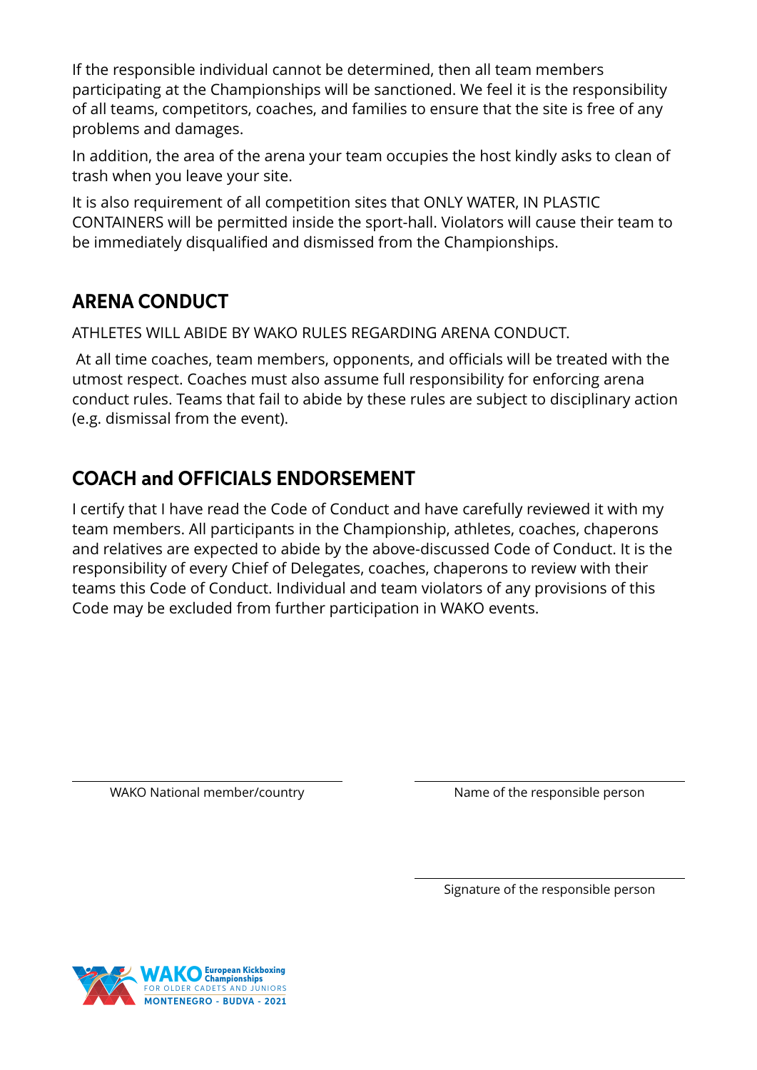If the responsible individual cannot be determined, then all team members participating at the Championships will be sanctioned. We feel it is the responsibility of all teams, competitors, coaches, and families to ensure that the site is free of any problems and damages.

In addition, the area of the arena your team occupies the host kindly asks to clean of trash when you leave your site.

It is also requirement of all competition sites that ONLY WATER, IN PLASTIC CONTAINERS will be permitted inside the sport-hall. Violators will cause their team to be immediately disqualified and dismissed from the Championships.

## ARENA CONDUCT

ATHLETES WILL ABIDE BY WAKO RULES REGARDING ARENA CONDUCT.

At all time coaches, team members, opponents, and officials will be treated with the utmost respect. Coaches must also assume full responsibility for enforcing arena conduct rules. Teams that fail to abide by these rules are subject to disciplinary action (e.g. dismissal from the event).

## COACH and OFFICIALS ENDORSEMENT

I certify that I have read the Code of Conduct and have carefully reviewed it with my team members. All participants in the Championship, athletes, coaches, chaperons and relatives are expected to abide by the above-discussed Code of Conduct. It is the responsibility of every Chief of Delegates, coaches, chaperons to review with their teams this Code of Conduct. Individual and team violators of any provisions of this Code may be excluded from further participation in WAKO events.

\_\_\_\_\_\_\_\_\_\_\_\_\_\_\_\_\_\_\_\_\_\_\_\_\_\_\_\_\_\_
WAKO National member/country

\_\_\_\_\_\_\_\_\_\_\_\_\_\_\_\_\_\_\_\_\_\_\_\_\_\_\_\_\_\_
Name of the responsible person

\_\_\_\_\_\_\_\_\_\_\_\_\_\_\_\_\_\_\_\_\_\_\_\_\_\_\_\_\_\_
Signature of the responsible person

WAKO European Kickboxing Championships FOR OLDER CADETS AND JUNIORS MONTENEGRO - BUDVA - 2021